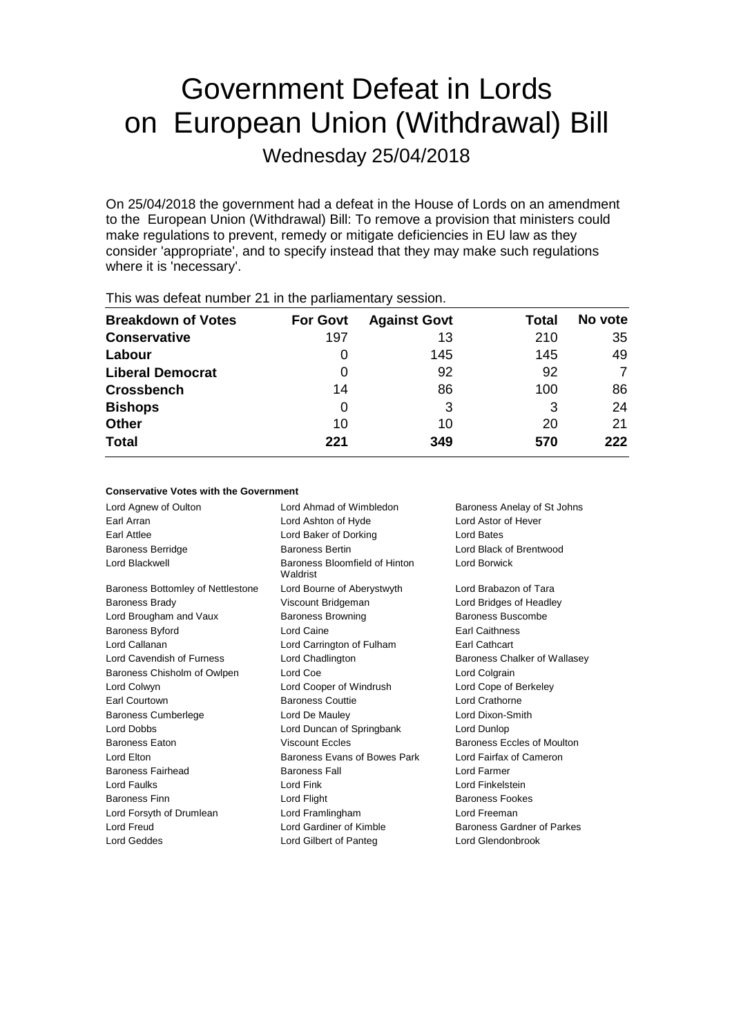# Government Defeat in Lords on European Union (Withdrawal) Bill

Wednesday 25/04/2018

On 25/04/2018 the government had a defeat in the House of Lords on an amendment to the European Union (Withdrawal) Bill: To remove a provision that ministers could make regulations to prevent, remedy or mitigate deficiencies in EU law as they consider 'appropriate', and to specify instead that they may make such regulations where it is 'necessary'.

This was defeat number 21 in the parliamentary session.

| Breakdown of Votes | For Govt | Against Govt | Total | No vote |
|---|---|---|---|---|
| **Conservative** | 197 | 13 | 210 | 35 |
| **Labour** | 0 | 145 | 145 | 49 |
| **Liberal Democrat** | 0 | 92 | 92 | 7 |
| **Crossbench** | 14 | 86 | 100 | 86 |
| **Bishops** | 0 | 3 | 3 | 24 |
| **Other** | 10 | 10 | 20 | 21 |
| **Total** | **221** | **349** | **570** | **222** |

**Conservative Votes with the Government**

Lord Agnew of Oulton
Lord Ahmad of Wimbledon
Baroness Anelay of St Johns
Earl Arran
Lord Ashton of Hyde
Lord Astor of Hever
Earl Attlee
Lord Baker of Dorking
Lord Bates
Baroness Berridge
Baroness Bertin
Lord Black of Brentwood
Lord Blackwell
Baroness Bloomfield of Hinton Waldrist
Lord Borwick
Baroness Bottomley of Nettlestone
Lord Bourne of Aberystwyth
Lord Brabazon of Tara
Baroness Brady
Viscount Bridgeman
Lord Bridges of Headley
Lord Brougham and Vaux
Baroness Browning
Baroness Buscombe
Baroness Byford
Lord Caine
Earl Caithness
Lord Callanan
Lord Carrington of Fulham
Earl Cathcart
Lord Cavendish of Furness
Lord Chadlington
Baroness Chalker of Wallasey
Baroness Chisholm of Owlpen
Lord Coe
Lord Colgrain
Lord Colwyn
Lord Cooper of Windrush
Lord Cope of Berkeley
Earl Courtown
Baroness Couttie
Lord Crathorne
Baroness Cumberlege
Lord De Mauley
Lord Dixon-Smith
Lord Dobbs
Lord Duncan of Springbank
Lord Dunlop
Baroness Eaton
Viscount Eccles
Baroness Eccles of Moulton
Lord Elton
Baroness Evans of Bowes Park
Lord Fairfax of Cameron
Baroness Fairhead
Baroness Fall
Lord Farmer
Lord Faulks
Lord Fink
Lord Finkelstein
Baroness Finn
Lord Flight
Baroness Fookes
Lord Forsyth of Drumlean
Lord Framlingham
Lord Freeman
Lord Freud
Lord Gardiner of Kimble
Baroness Gardner of Parkes
Lord Geddes
Lord Gilbert of Panteg
Lord Glendonbrook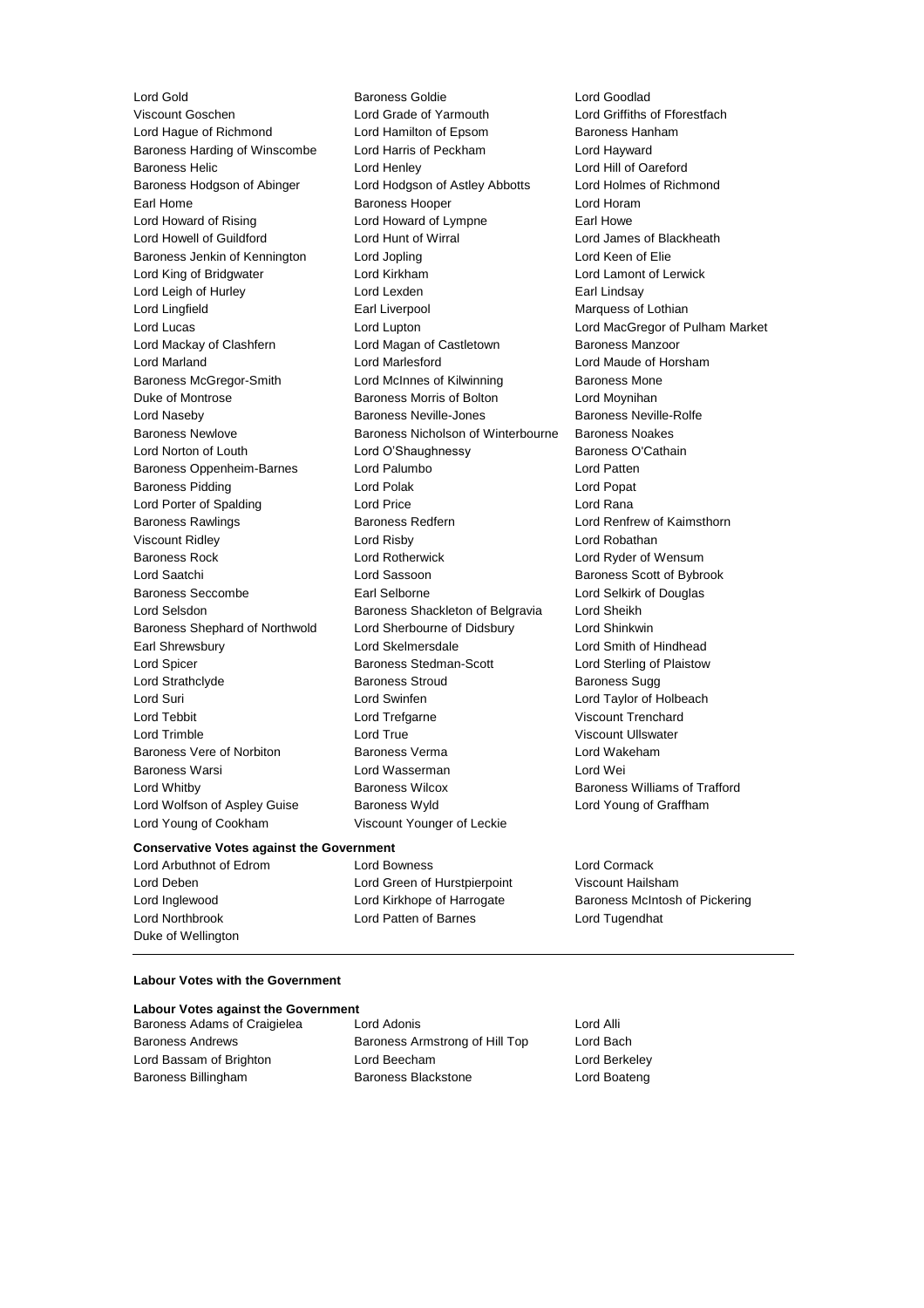Lord Gold | Baroness Goldie | Lord Goodlad
Viscount Goschen | Lord Grade of Yarmouth | Lord Griffiths of Fforestfach
Lord Hague of Richmond | Lord Hamilton of Epsom | Baroness Hanham
Baroness Harding of Winscombe | Lord Harris of Peckham | Lord Hayward
Baroness Helic | Lord Henley | Lord Hill of Oareford
Baroness Hodgson of Abinger | Lord Hodgson of Astley Abbotts | Lord Holmes of Richmond
Earl Home | Baroness Hooper | Lord Horam
Lord Howard of Rising | Lord Howard of Lympne | Earl Howe
Lord Howell of Guildford | Lord Hunt of Wirral | Lord James of Blackheath
Baroness Jenkin of Kennington | Lord Jopling | Lord Keen of Elie
Lord King of Bridgwater | Lord Kirkham | Lord Lamont of Lerwick
Lord Leigh of Hurley | Lord Lexden | Earl Lindsay
Lord Lingfield | Earl Liverpool | Marquess of Lothian
Lord Lucas | Lord Lupton | Lord MacGregor of Pulham Market
Lord Mackay of Clashfern | Lord Magan of Castletown | Baroness Manzoor
Lord Marland | Lord Marlesford | Lord Maude of Horsham
Baroness McGregor-Smith | Lord McInnes of Kilwinning | Baroness Mone
Duke of Montrose | Baroness Morris of Bolton | Lord Moynihan
Lord Naseby | Baroness Neville-Jones | Baroness Neville-Rolfe
Baroness Newlove | Baroness Nicholson of Winterbourne | Baroness Noakes
Lord Norton of Louth | Lord O'Shaughnessy | Baroness O'Cathain
Baroness Oppenheim-Barnes | Lord Palumbo | Lord Patten
Baroness Pidding | Lord Polak | Lord Popat
Lord Porter of Spalding | Lord Price | Lord Rana
Baroness Rawlings | Baroness Redfern | Lord Renfrew of Kaimsthorn
Viscount Ridley | Lord Risby | Lord Robathan
Baroness Rock | Lord Rotherwick | Lord Ryder of Wensum
Lord Saatchi | Lord Sassoon | Baroness Scott of Bybrook
Baroness Seccombe | Earl Selborne | Lord Selkirk of Douglas
Lord Selsdon | Baroness Shackleton of Belgravia | Lord Sheikh
Baroness Shephard of Northwold | Lord Sherbourne of Didsbury | Lord Shinkwin
Earl Shrewsbury | Lord Skelmersdale | Lord Smith of Hindhead
Lord Spicer | Baroness Stedman-Scott | Lord Sterling of Plaistow
Lord Strathclyde | Baroness Stroud | Baroness Sugg
Lord Suri | Lord Swinfen | Lord Taylor of Holbeach
Lord Tebbit | Lord Trefgarne | Viscount Trenchard
Lord Trimble | Lord True | Viscount Ullswater
Baroness Vere of Norbiton | Baroness Verma | Lord Wakeham
Baroness Warsi | Lord Wasserman | Lord Wei
Lord Whitby | Baroness Wilcox | Baroness Williams of Trafford
Lord Wolfson of Aspley Guise | Baroness Wyld | Lord Young of Graffham
Lord Young of Cookham | Viscount Younger of Leckie

**Conservative Votes against the Government**

Lord Arbuthnot of Edrom | Lord Bowness | Lord Cormack
Lord Deben | Lord Green of Hurstpierpoint | Viscount Hailsham
Lord Inglewood | Lord Kirkhope of Harrogate | Baroness McIntosh of Pickering
Lord Northbrook | Lord Patten of Barnes | Lord Tugendhat
Duke of Wellington

---

**Labour Votes with the Government**

**Labour Votes against the Government**

Baroness Adams of Craigielea | Lord Adonis | Lord Alli
Baroness Andrews | Baroness Armstrong of Hill Top | Lord Bach
Lord Bassam of Brighton | Lord Beecham | Lord Berkeley
Baroness Billingham | Baroness Blackstone | Lord Boateng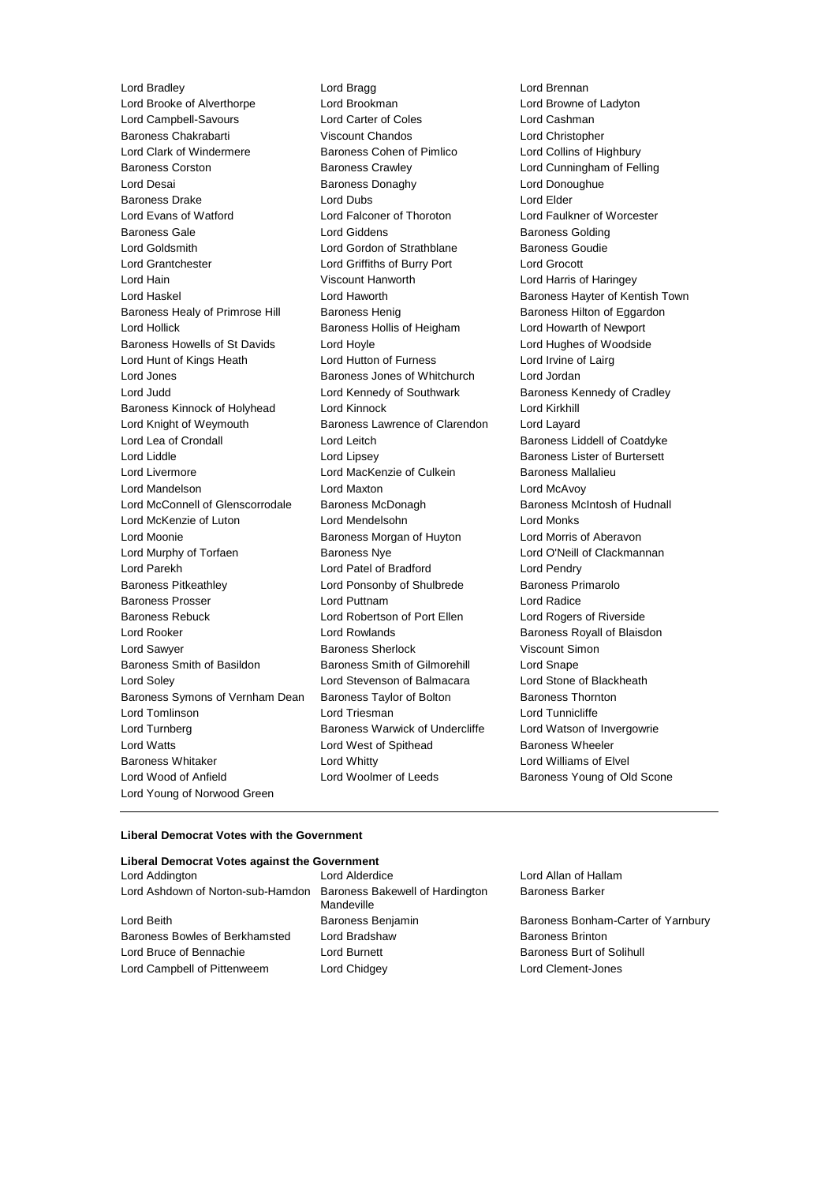Lord Bradley
Lord Bragg
Lord Brennan
Lord Brooke of Alverthorpe
Lord Brookman
Lord Browne of Ladyton
Lord Campbell-Savours
Lord Carter of Coles
Lord Cashman
Baroness Chakrabarti
Viscount Chandos
Lord Christopher
Lord Clark of Windermere
Baroness Cohen of Pimlico
Lord Collins of Highbury
Baroness Corston
Baroness Crawley
Lord Cunningham of Felling
Lord Desai
Baroness Donaghy
Lord Donoughue
Baroness Drake
Lord Dubs
Lord Elder
Lord Evans of Watford
Lord Falconer of Thoroton
Lord Faulkner of Worcester
Baroness Gale
Lord Giddens
Baroness Golding
Lord Goldsmith
Lord Gordon of Strathblane
Baroness Goudie
Lord Grantchester
Lord Griffiths of Burry Port
Lord Grocott
Lord Hain
Viscount Hanworth
Lord Harris of Haringey
Lord Haskel
Lord Haworth
Baroness Hayter of Kentish Town
Baroness Healy of Primrose Hill
Baroness Henig
Baroness Hilton of Eggardon
Lord Hollick
Baroness Hollis of Heigham
Lord Howarth of Newport
Baroness Howells of St Davids
Lord Hoyle
Lord Hughes of Woodside
Lord Hunt of Kings Heath
Lord Hutton of Furness
Lord Irvine of Lairg
Lord Jones
Baroness Jones of Whitchurch
Lord Jordan
Lord Judd
Lord Kennedy of Southwark
Baroness Kennedy of Cradley
Baroness Kinnock of Holyhead
Lord Kinnock
Lord Kirkhill
Lord Knight of Weymouth
Baroness Lawrence of Clarendon
Lord Layard
Lord Lea of Crondall
Lord Leitch
Baroness Liddell of Coatdyke
Lord Liddle
Lord Lipsey
Baroness Lister of Burtersett
Lord Livermore
Lord MacKenzie of Culkein
Baroness Mallalieu
Lord Mandelson
Lord Maxton
Lord McAvoy
Lord McConnell of Glenscorrodale
Baroness McDonagh
Baroness McIntosh of Hudnall
Lord McKenzie of Luton
Lord Mendelsohn
Lord Monks
Lord Moonie
Baroness Morgan of Huyton
Lord Morris of Aberavon
Lord Murphy of Torfaen
Baroness Nye
Lord O'Neill of Clackmannan
Lord Parekh
Lord Patel of Bradford
Lord Pendry
Baroness Pitkeathley
Lord Ponsonby of Shulbrede
Baroness Primarolo
Baroness Prosser
Lord Puttnam
Lord Radice
Baroness Rebuck
Lord Robertson of Port Ellen
Lord Rogers of Riverside
Lord Rooker
Lord Rowlands
Baroness Royall of Blaisdon
Lord Sawyer
Baroness Sherlock
Viscount Simon
Baroness Smith of Basildon
Baroness Smith of Gilmorehill
Lord Snape
Lord Soley
Lord Stevenson of Balmacara
Lord Stone of Blackheath
Baroness Symons of Vernham Dean
Baroness Taylor of Bolton
Baroness Thornton
Lord Tomlinson
Lord Triesman
Lord Tunnicliffe
Lord Turnberg
Baroness Warwick of Undercliffe
Lord Watson of Invergowrie
Lord Watts
Lord West of Spithead
Baroness Wheeler
Baroness Whitaker
Lord Whitty
Lord Williams of Elvel
Lord Wood of Anfield
Lord Woolmer of Leeds
Baroness Young of Old Scone
Lord Young of Norwood Green

---

**Liberal Democrat Votes with the Government**

**Liberal Democrat Votes against the Government**

Lord Addington
Lord Alderdice
Lord Allan of Hallam
Lord Ashdown of Norton-sub-Hamdon
Baroness Bakewell of Hardington Mandeville
Baroness Barker
Lord Beith
Baroness Benjamin
Baroness Bonham-Carter of Yarnbury
Baroness Bowles of Berkhamsted
Lord Bradshaw
Baroness Brinton
Lord Bruce of Bennachie
Lord Burnett
Baroness Burt of Solihull
Lord Campbell of Pittenweem
Lord Chidgey
Lord Clement-Jones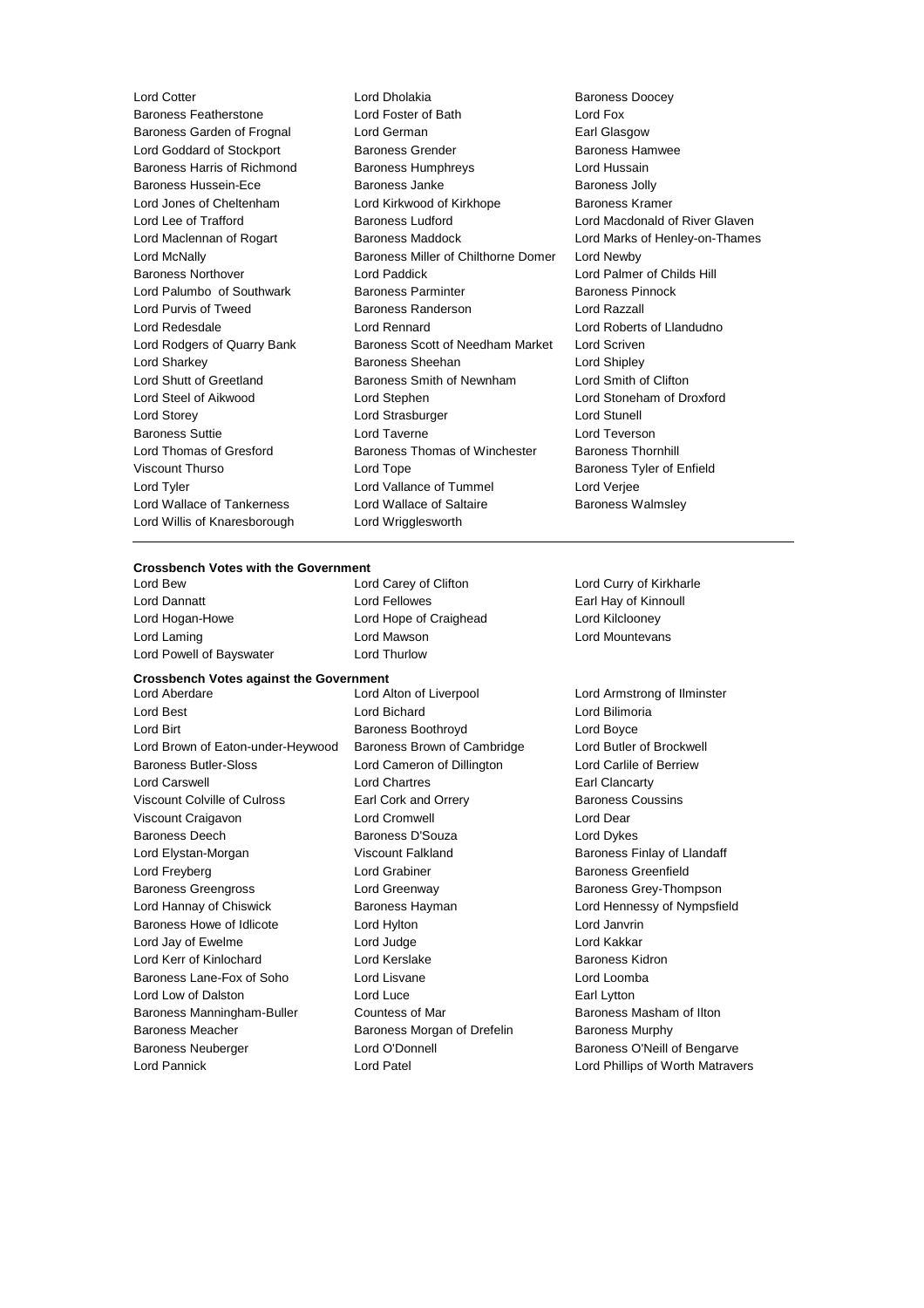Lord Cotter
Lord Dholakia
Baroness Doocey
Baroness Featherstone
Lord Foster of Bath
Lord Fox
Baroness Garden of Frognal
Lord German
Earl Glasgow
Lord Goddard of Stockport
Baroness Grender
Baroness Hamwee
Baroness Harris of Richmond
Baroness Humphreys
Lord Hussain
Baroness Hussein-Ece
Baroness Janke
Baroness Jolly
Lord Jones of Cheltenham
Lord Kirkwood of Kirkhope
Baroness Kramer
Lord Lee of Trafford
Baroness Ludford
Lord Macdonald of River Glaven
Lord Maclennan of Rogart
Baroness Maddock
Lord Marks of Henley-on-Thames
Lord McNally
Baroness Miller of Chilthorne Domer
Lord Newby
Baroness Northover
Lord Paddick
Lord Palmer of Childs Hill
Lord Palumbo of Southwark
Baroness Parminter
Baroness Pinnock
Lord Purvis of Tweed
Baroness Randerson
Lord Razzall
Lord Redesdale
Lord Rennard
Lord Roberts of Llandudno
Lord Rodgers of Quarry Bank
Baroness Scott of Needham Market
Lord Scriven
Lord Sharkey
Baroness Sheehan
Lord Shipley
Lord Shutt of Greetland
Baroness Smith of Newnham
Lord Smith of Clifton
Lord Steel of Aikwood
Lord Stephen
Lord Stoneham of Droxford
Lord Storey
Lord Strasburger
Lord Stunell
Baroness Suttie
Lord Taverne
Lord Teverson
Lord Thomas of Gresford
Baroness Thomas of Winchester
Baroness Thornhill
Viscount Thurso
Lord Tope
Baroness Tyler of Enfield
Lord Tyler
Lord Vallance of Tummel
Lord Verjee
Lord Wallace of Tankerness
Lord Wallace of Saltaire
Baroness Walmsley
Lord Willis of Knaresborough
Lord Wrigglesworth

---

**Crossbench Votes with the Government**

Lord Bew
Lord Carey of Clifton
Lord Curry of Kirkharle
Lord Dannatt
Lord Fellowes
Earl Hay of Kinnoull
Lord Hogan-Howe
Lord Hope of Craighead
Lord Kilclooney
Lord Laming
Lord Mawson
Lord Mountevans
Lord Powell of Bayswater
Lord Thurlow

**Crossbench Votes against the Government**

Lord Aberdare
Lord Alton of Liverpool
Lord Armstrong of Ilminster
Lord Best
Lord Bichard
Lord Bilimoria
Lord Birt
Baroness Boothroyd
Lord Boyce
Lord Brown of Eaton-under-Heywood
Baroness Brown of Cambridge
Lord Butler of Brockwell
Baroness Butler-Sloss
Lord Cameron of Dillington
Lord Carlile of Berriew
Lord Carswell
Lord Chartres
Earl Clancarty
Viscount Colville of Culross
Earl Cork and Orrery
Baroness Coussins
Viscount Craigavon
Lord Cromwell
Lord Dear
Baroness Deech
Baroness D'Souza
Lord Dykes
Lord Elystan-Morgan
Viscount Falkland
Baroness Finlay of Llandaff
Lord Freyberg
Lord Grabiner
Baroness Greenfield
Baroness Greengross
Lord Greenway
Baroness Grey-Thompson
Lord Hannay of Chiswick
Baroness Hayman
Lord Hennessy of Nympsfield
Baroness Howe of Idlicote
Lord Hylton
Lord Janvrin
Lord Jay of Ewelme
Lord Judge
Lord Kakkar
Lord Kerr of Kinlochard
Lord Kerslake
Baroness Kidron
Baroness Lane-Fox of Soho
Lord Lisvane
Lord Loomba
Lord Low of Dalston
Lord Luce
Earl Lytton
Baroness Manningham-Buller
Countess of Mar
Baroness Masham of Ilton
Baroness Meacher
Baroness Morgan of Drefelin
Baroness Murphy
Baroness Neuberger
Lord O'Donnell
Baroness O'Neill of Bengarve
Lord Pannick
Lord Patel
Lord Phillips of Worth Matravers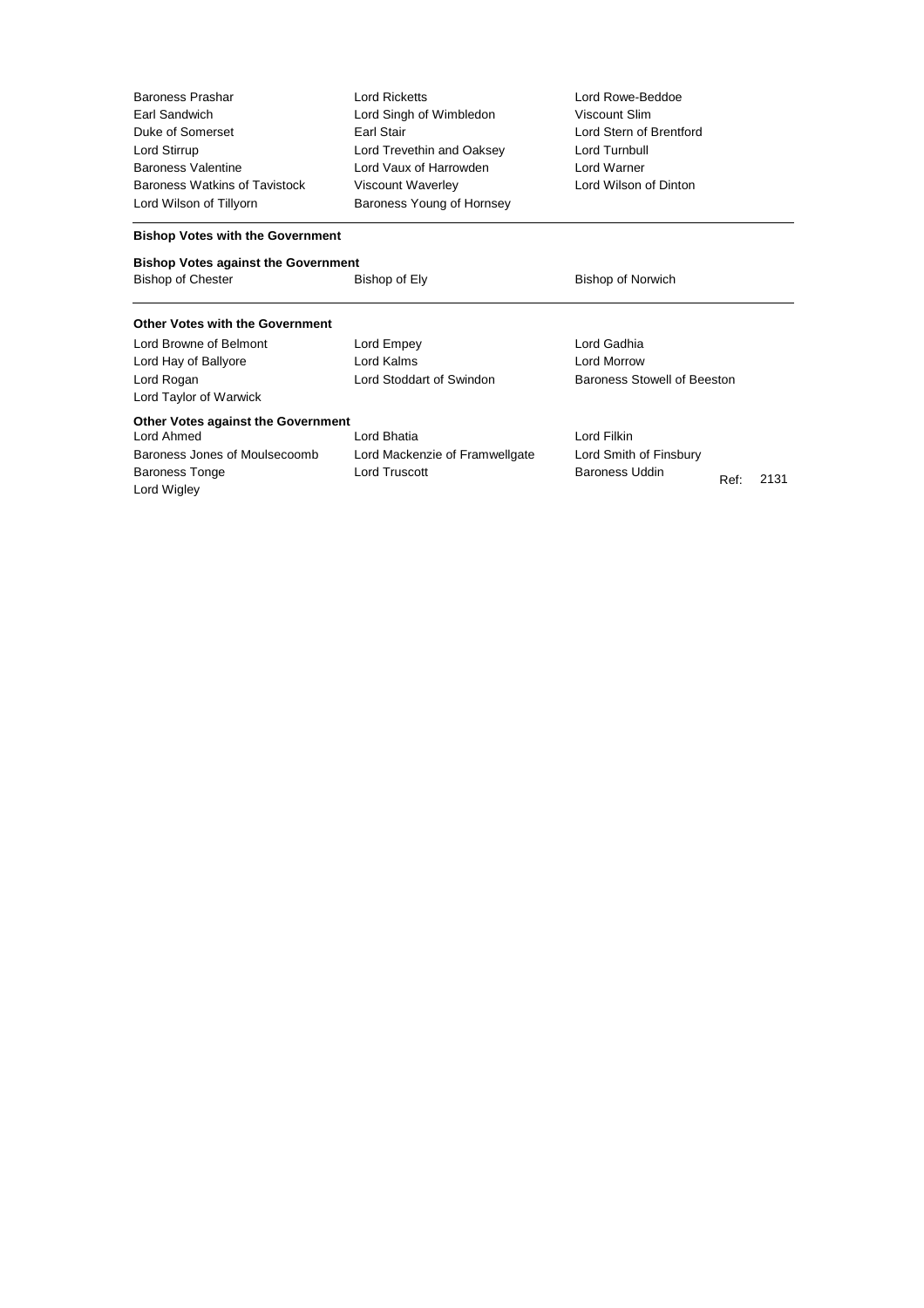Baroness Prashar
Lord Ricketts
Lord Rowe-Beddoe
Earl Sandwich
Lord Singh of Wimbledon
Viscount Slim
Duke of Somerset
Earl Stair
Lord Stern of Brentford
Lord Stirrup
Lord Trevethin and Oaksey
Lord Turnbull
Baroness Valentine
Lord Vaux of Harrowden
Lord Warner
Baroness Watkins of Tavistock
Viscount Waverley
Lord Wilson of Dinton
Lord Wilson of Tillyorn
Baroness Young of Hornsey

**Bishop Votes with the Government**

**Bishop Votes against the Government**

Bishop of Chester
Bishop of Ely
Bishop of Norwich

**Other Votes with the Government**

Lord Browne of Belmont
Lord Empey
Lord Gadhia
Lord Hay of Ballyore
Lord Kalms
Lord Morrow
Lord Rogan
Lord Stoddart of Swindon
Baroness Stowell of Beeston
Lord Taylor of Warwick

**Other Votes against the Government**

Lord Ahmed
Lord Bhatia
Lord Filkin
Baroness Jones of Moulsecoomb
Lord Mackenzie of Framwellgate
Lord Smith of Finsbury
Baroness Tonge
Lord Truscott
Baroness Uddin
Lord Wigley

Ref: 2131